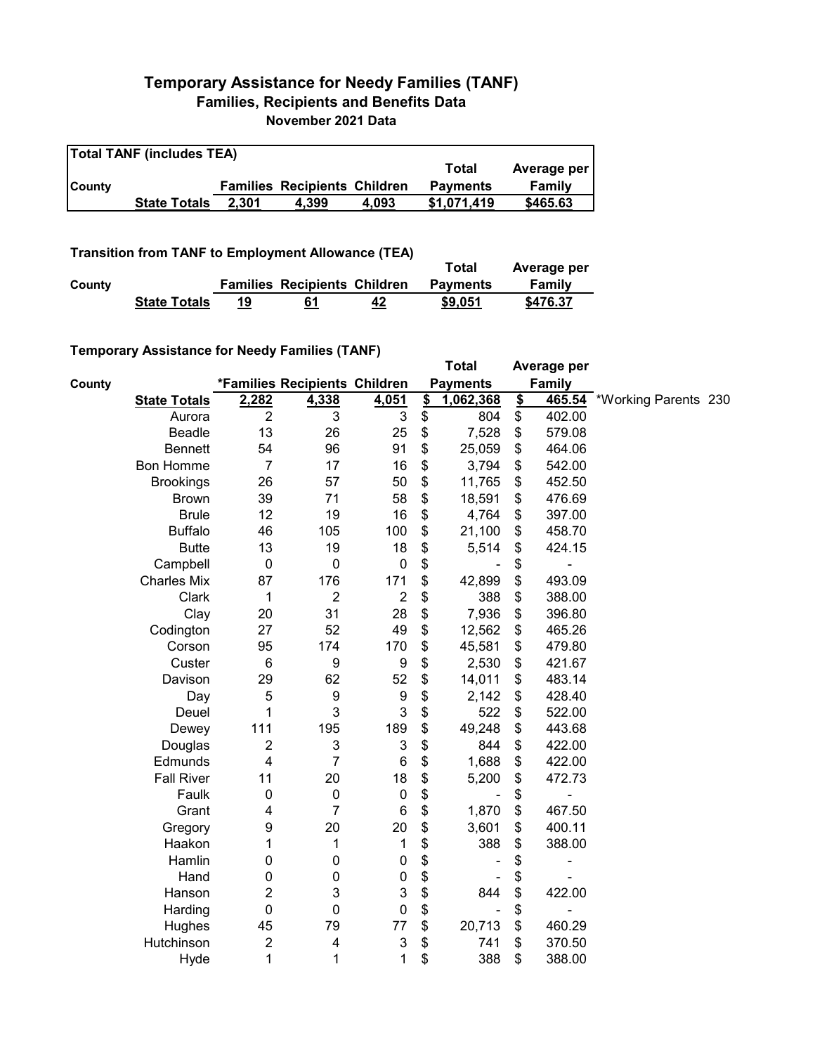# Temporary Assistance for Needy Families (TANF)
## Families, Recipients and Benefits Data
### November 2021 Data

**Total TANF (includes TEA)**

| County | | Families | Recipients | Children | Total Payments | Average per Family |
|---|---|---|---|---|---|---|
| | **State Totals** | **2,301** | **4,399** | **4,093** | **$1,071,419** | **$465.63** |

**Transition from TANF to Employment Allowance (TEA)**

| County | | Families | Recipients | Children | Total Payments | Average per Family |
|---|---|---|---|---|---|---|
| | **State Totals** | **19** | **61** | **42** | **$9,051** | **$476.37** |

**Temporary Assistance for Needy Families (TANF)**

| County | | *Families | Recipients | Children | Total Payments | Average per Family | |
|---|---|---|---|---|---|---|---|
| | **State Totals** | **2,282** | **4,338** | **4,051** | **$ 1,062,368** | **$ 465.54** | *Working Parents 230 |
| | Aurora | 2 | 3 | 3 | $ 804 | $ 402.00 | |
| | Beadle | 13 | 26 | 25 | $ 7,528 | $ 579.08 | |
| | Bennett | 54 | 96 | 91 | $ 25,059 | $ 464.06 | |
| | Bon Homme | 7 | 17 | 16 | $ 3,794 | $ 542.00 | |
| | Brookings | 26 | 57 | 50 | $ 11,765 | $ 452.50 | |
| | Brown | 39 | 71 | 58 | $ 18,591 | $ 476.69 | |
| | Brule | 12 | 19 | 16 | $ 4,764 | $ 397.00 | |
| | Buffalo | 46 | 105 | 100 | $ 21,100 | $ 458.70 | |
| | Butte | 13 | 19 | 18 | $ 5,514 | $ 424.15 | |
| | Campbell | 0 | 0 | 0 | $ - | $ - | |
| | Charles Mix | 87 | 176 | 171 | $ 42,899 | $ 493.09 | |
| | Clark | 1 | 2 | 2 | $ 388 | $ 388.00 | |
| | Clay | 20 | 31 | 28 | $ 7,936 | $ 396.80 | |
| | Codington | 27 | 52 | 49 | $ 12,562 | $ 465.26 | |
| | Corson | 95 | 174 | 170 | $ 45,581 | $ 479.80 | |
| | Custer | 6 | 9 | 9 | $ 2,530 | $ 421.67 | |
| | Davison | 29 | 62 | 52 | $ 14,011 | $ 483.14 | |
| | Day | 5 | 9 | 9 | $ 2,142 | $ 428.40 | |
| | Deuel | 1 | 3 | 3 | $ 522 | $ 522.00 | |
| | Dewey | 111 | 195 | 189 | $ 49,248 | $ 443.68 | |
| | Douglas | 2 | 3 | 3 | $ 844 | $ 422.00 | |
| | Edmunds | 4 | 7 | 6 | $ 1,688 | $ 422.00 | |
| | Fall River | 11 | 20 | 18 | $ 5,200 | $ 472.73 | |
| | Faulk | 0 | 0 | 0 | $ - | $ - | |
| | Grant | 4 | 7 | 6 | $ 1,870 | $ 467.50 | |
| | Gregory | 9 | 20 | 20 | $ 3,601 | $ 400.11 | |
| | Haakon | 1 | 1 | 1 | $ 388 | $ 388.00 | |
| | Hamlin | 0 | 0 | 0 | $ - | $ - | |
| | Hand | 0 | 0 | 0 | $ - | $ - | |
| | Hanson | 2 | 3 | 3 | $ 844 | $ 422.00 | |
| | Harding | 0 | 0 | 0 | $ - | $ - | |
| | Hughes | 45 | 79 | 77 | $ 20,713 | $ 460.29 | |
| | Hutchinson | 2 | 4 | 3 | $ 741 | $ 370.50 | |
| | Hyde | 1 | 1 | 1 | $ 388 | $ 388.00 | |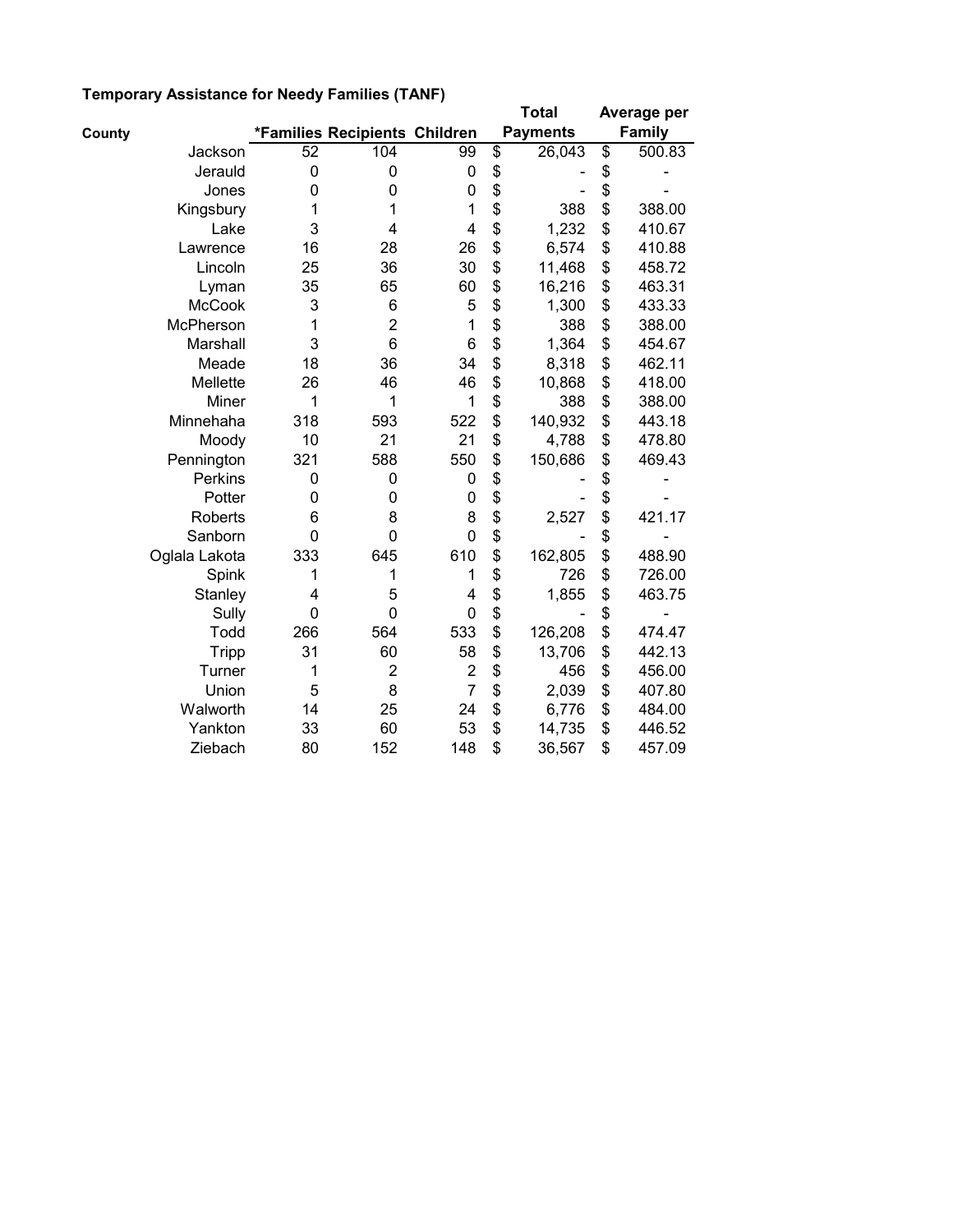**Temporary Assistance for Needy Families (TANF)**

| County | *Families | Recipients | Children | Total Payments | Average per Family |
|---|---|---|---|---|---|
| Jackson | 52 | 104 | 99 | $ 26,043 | $ 500.83 |
| Jerauld | 0 | 0 | 0 | $ - | $ - |
| Jones | 0 | 0 | 0 | $ - | $ - |
| Kingsbury | 1 | 1 | 1 | $ 388 | $ 388.00 |
| Lake | 3 | 4 | 4 | $ 1,232 | $ 410.67 |
| Lawrence | 16 | 28 | 26 | $ 6,574 | $ 410.88 |
| Lincoln | 25 | 36 | 30 | $ 11,468 | $ 458.72 |
| Lyman | 35 | 65 | 60 | $ 16,216 | $ 463.31 |
| McCook | 3 | 6 | 5 | $ 1,300 | $ 433.33 |
| McPherson | 1 | 2 | 1 | $ 388 | $ 388.00 |
| Marshall | 3 | 6 | 6 | $ 1,364 | $ 454.67 |
| Meade | 18 | 36 | 34 | $ 8,318 | $ 462.11 |
| Mellette | 26 | 46 | 46 | $ 10,868 | $ 418.00 |
| Miner | 1 | 1 | 1 | $ 388 | $ 388.00 |
| Minnehaha | 318 | 593 | 522 | $ 140,932 | $ 443.18 |
| Moody | 10 | 21 | 21 | $ 4,788 | $ 478.80 |
| Pennington | 321 | 588 | 550 | $ 150,686 | $ 469.43 |
| Perkins | 0 | 0 | 0 | $ - | $ - |
| Potter | 0 | 0 | 0 | $ - | $ - |
| Roberts | 6 | 8 | 8 | $ 2,527 | $ 421.17 |
| Sanborn | 0 | 0 | 0 | $ - | $ - |
| Oglala Lakota | 333 | 645 | 610 | $ 162,805 | $ 488.90 |
| Spink | 1 | 1 | 1 | $ 726 | $ 726.00 |
| Stanley | 4 | 5 | 4 | $ 1,855 | $ 463.75 |
| Sully | 0 | 0 | 0 | $ - | $ - |
| Todd | 266 | 564 | 533 | $ 126,208 | $ 474.47 |
| Tripp | 31 | 60 | 58 | $ 13,706 | $ 442.13 |
| Turner | 1 | 2 | 2 | $ 456 | $ 456.00 |
| Union | 5 | 8 | 7 | $ 2,039 | $ 407.80 |
| Walworth | 14 | 25 | 24 | $ 6,776 | $ 484.00 |
| Yankton | 33 | 60 | 53 | $ 14,735 | $ 446.52 |
| Ziebach | 80 | 152 | 148 | $ 36,567 | $ 457.09 |